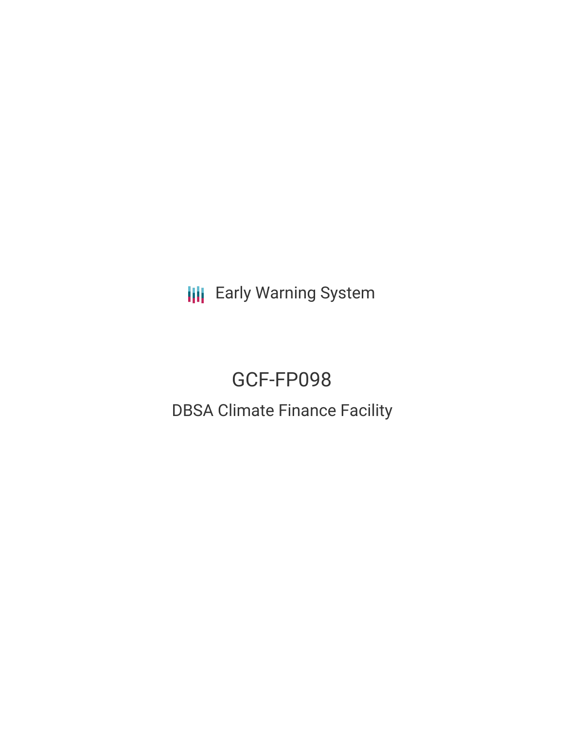Early Warning System

# GCF-FP098

## DBSA Climate Finance Facility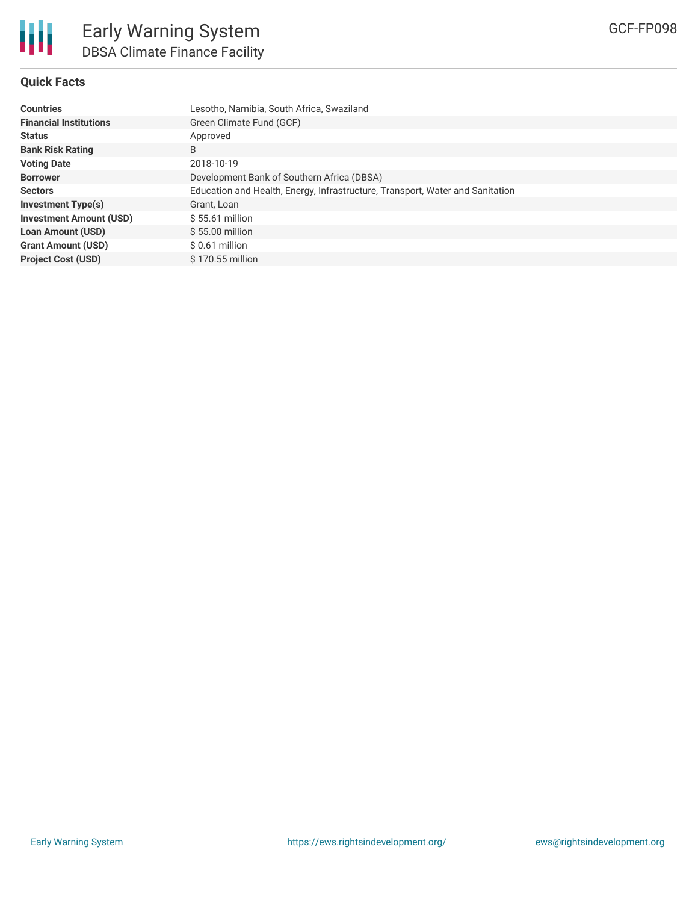# Early Warning System

## DBSA Climate Finance Facility

GCF-FP098

### Quick Facts

| | |
|---|---|
| **Countries** | Lesotho, Namibia, South Africa, Swaziland |
| **Financial Institutions** | Green Climate Fund (GCF) |
| **Status** | Approved |
| **Bank Risk Rating** | B |
| **Voting Date** | 2018-10-19 |
| **Borrower** | Development Bank of Southern Africa (DBSA) |
| **Sectors** | Education and Health, Energy, Infrastructure, Transport, Water and Sanitation |
| **Investment Type(s)** | Grant, Loan |
| **Investment Amount (USD)** | $ 55.61 million |
| **Loan Amount (USD)** | $ 55.00 million |
| **Grant Amount (USD)** | $ 0.61 million |
| **Project Cost (USD)** | $ 170.55 million |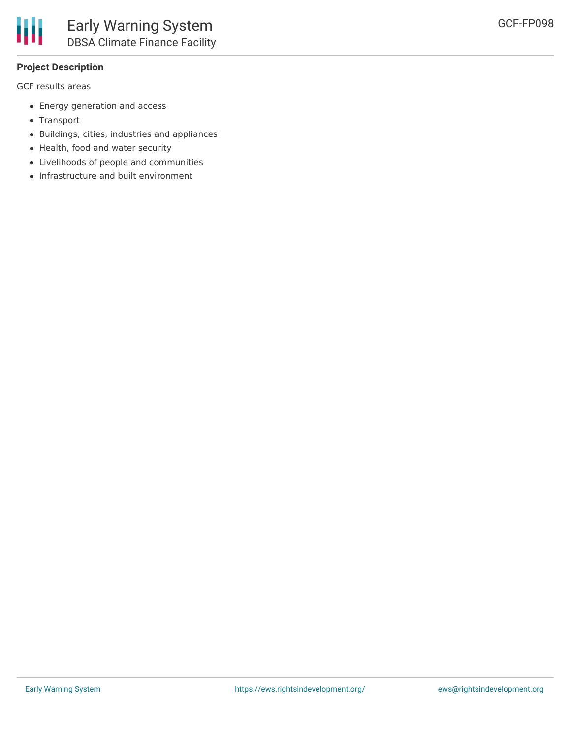**Project Description**

GCF results areas

- Energy generation and access
- Transport
- Buildings, cities, industries and appliances
- Health, food and water security
- Livelihoods of people and communities
- Infrastructure and built environment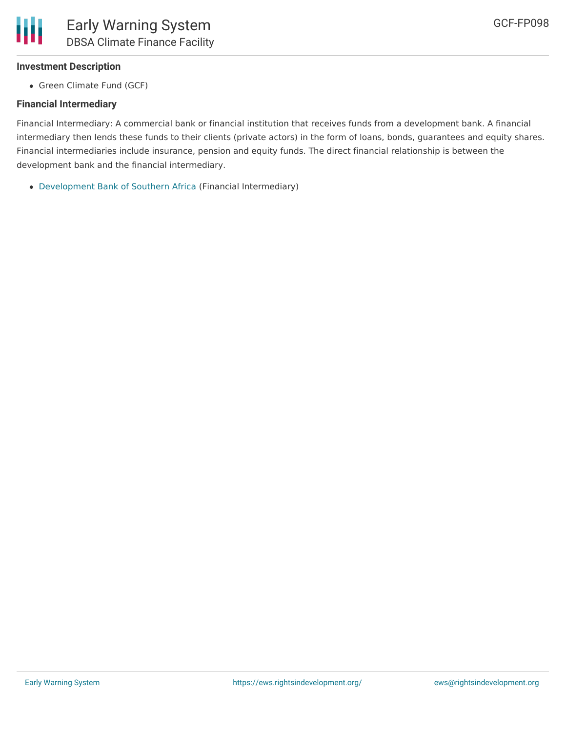### Investment Description

- Green Climate Fund (GCF)

### Financial Intermediary

Financial Intermediary: A commercial bank or financial institution that receives funds from a development bank. A financial intermediary then lends these funds to their clients (private actors) in the form of loans, bonds, guarantees and equity shares. Financial intermediaries include insurance, pension and equity funds. The direct financial relationship is between the development bank and the financial intermediary.

- Development Bank of Southern Africa (Financial Intermediary)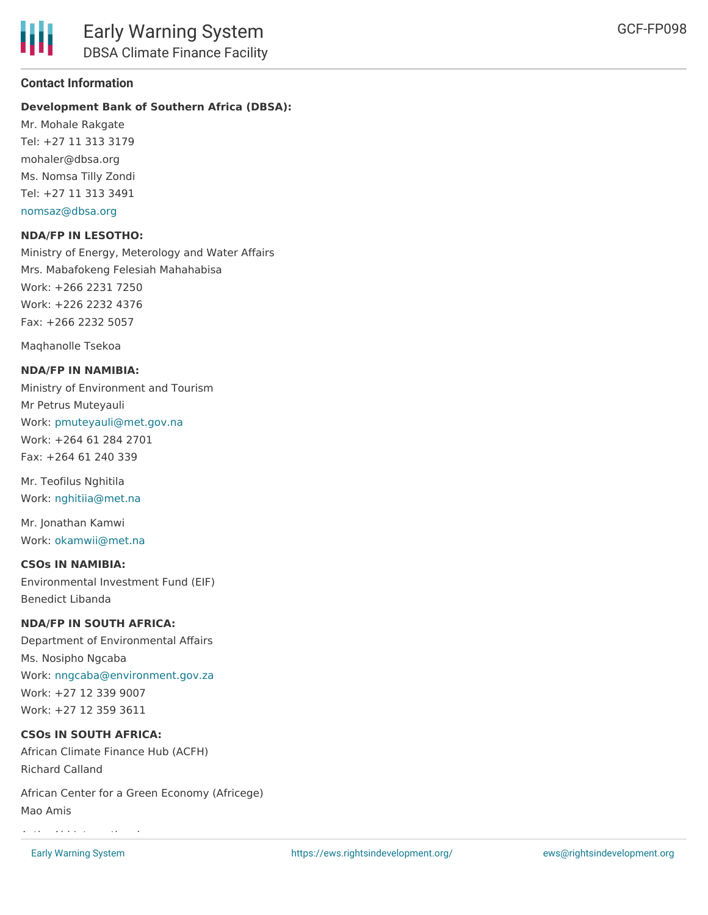## Contact Information

**Development Bank of Southern Africa (DBSA):**

Mr. Mohale Rakgate
Tel: +27 11 313 3179
mohaler@dbsa.org
Ms. Nomsa Tilly Zondi
Tel: +27 11 313 3491
nomsaz@dbsa.org

**NDA/FP IN LESOTHO:**

Ministry of Energy, Meterology and Water Affairs
Mrs. Mabafokeng Felesiah Mahahabisa
Work: +266 2231 7250
Work: +226 2232 4376
Fax: +266 2232 5057

Maqhanolle Tsekoa

**NDA/FP IN NAMIBIA:**

Ministry of Environment and Tourism
Mr Petrus Muteyauli
Work: pmuteyauli@met.gov.na
Work: +264 61 284 2701
Fax: +264 61 240 339

Mr. Teofilus Nghitila
Work: nghitiia@met.na

Mr. Jonathan Kamwi
Work: okamwii@met.na

**CSOs IN NAMIBIA:**

Environmental Investment Fund (EIF)
Benedict Libanda

**NDA/FP IN SOUTH AFRICA:**

Department of Environmental Affairs
Ms. Nosipho Ngcaba
Work: nngcaba@environment.gov.za
Work: +27 12 339 9007
Work: +27 12 359 3611

**CSOs IN SOUTH AFRICA:**

African Climate Finance Hub (ACFH)
Richard Calland

African Center for a Green Economy (Africege)
Mao Amis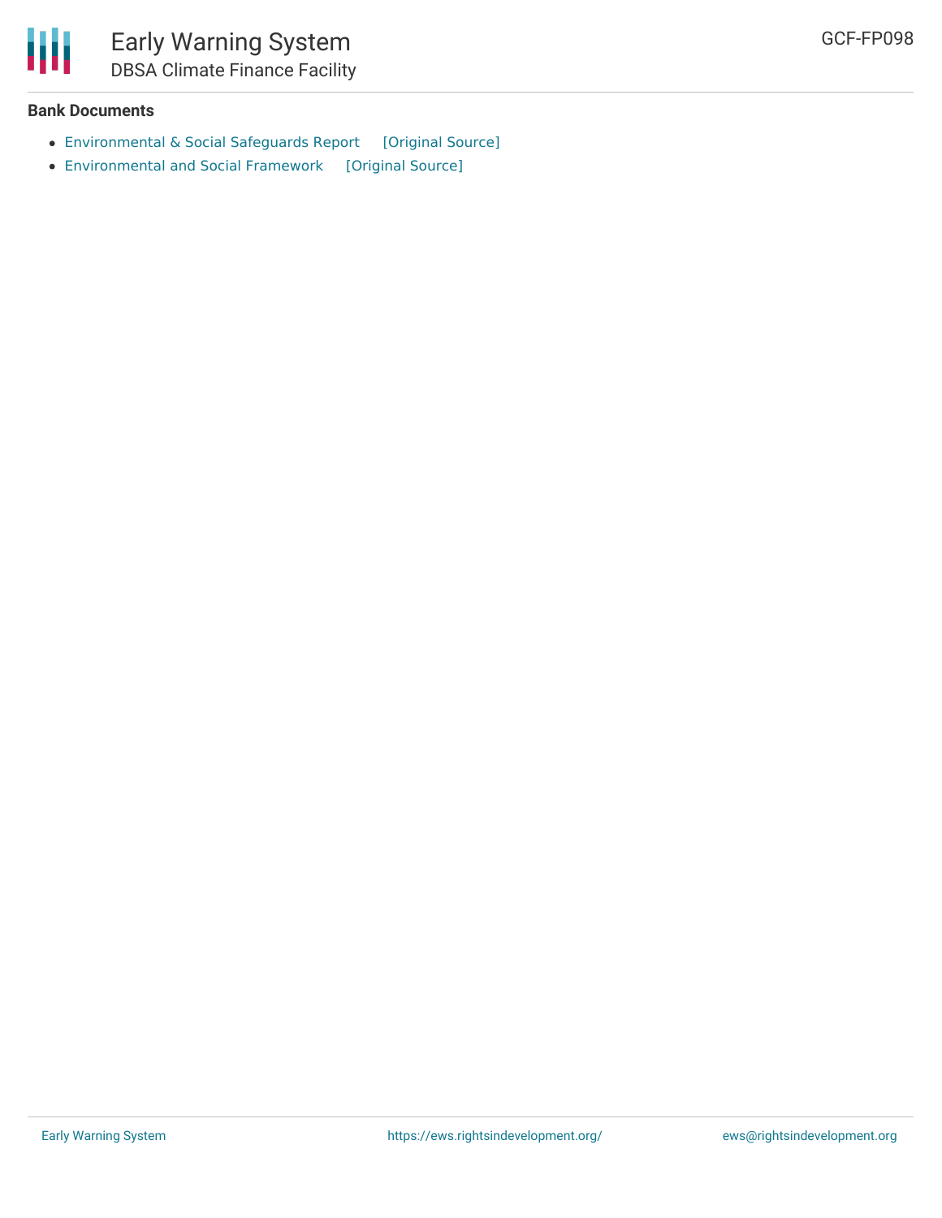**Bank Documents**

- Environmental & Social Safeguards Report [Original Source]
- Environmental and Social Framework [Original Source]